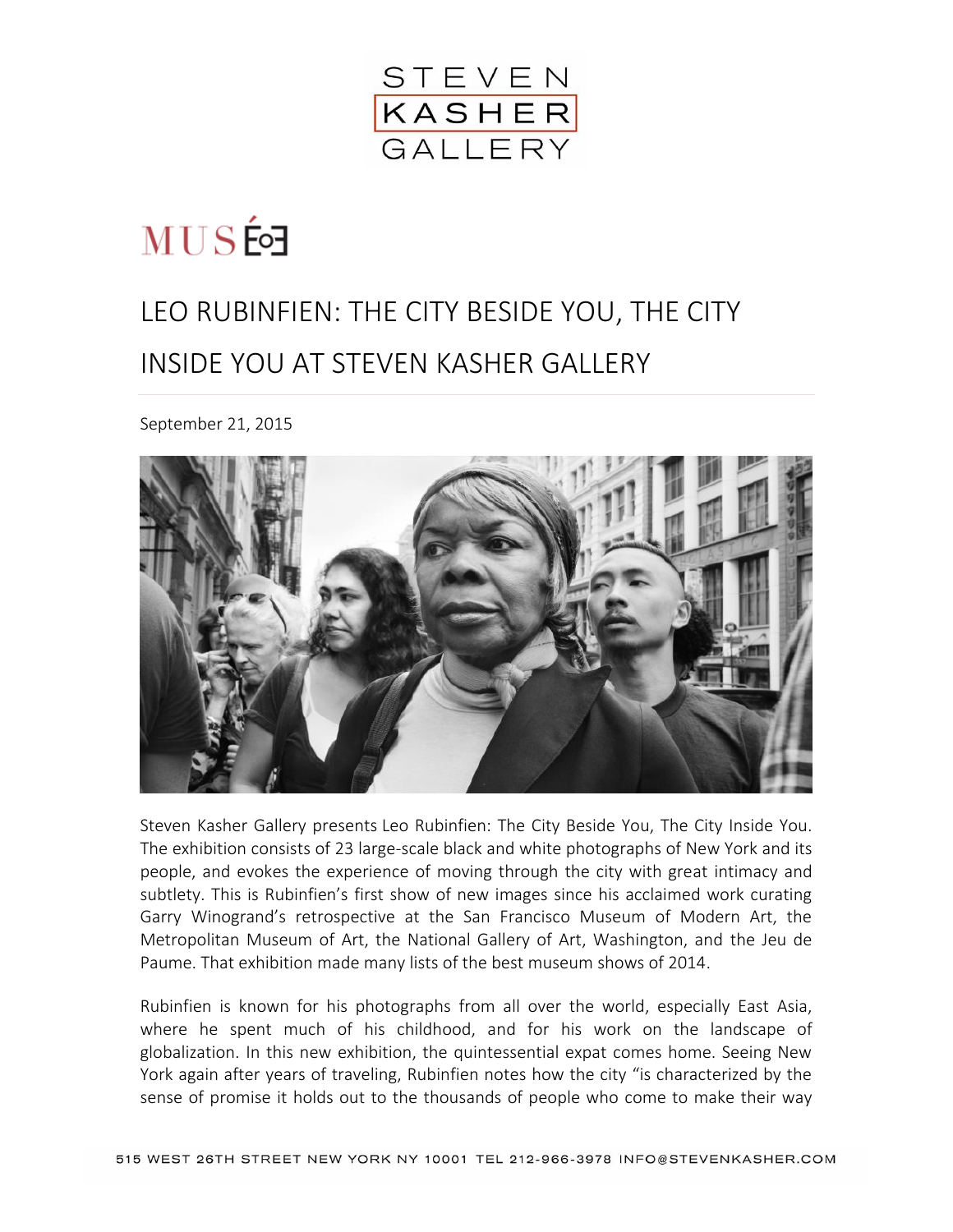STEVEN KASHER GALLERY

MUSÉE

# LEO RUBINFIEN: THE CITY BESIDE YOU, THE CITY INSIDE YOU AT STEVEN KASHER GALLERY

September 21, 2015

Steven Kasher Gallery presents Leo Rubinfien: The City Beside You, The City Inside You. The exhibition consists of 23 large-scale black and white photographs of New York and its people, and evokes the experience of moving through the city with great intimacy and subtlety. This is Rubinfien's first show of new images since his acclaimed work curating Garry Winogrand's retrospective at the San Francisco Museum of Modern Art, the Metropolitan Museum of Art, the National Gallery of Art, Washington, and the Jeu de Paume. That exhibition made many lists of the best museum shows of 2014.

Rubinfien is known for his photographs from all over the world, especially East Asia, where he spent much of his childhood, and for his work on the landscape of globalization. In this new exhibition, the quintessential expat comes home. Seeing New York again after years of traveling, Rubinfien notes how the city "is characterized by the sense of promise it holds out to the thousands of people who come to make their way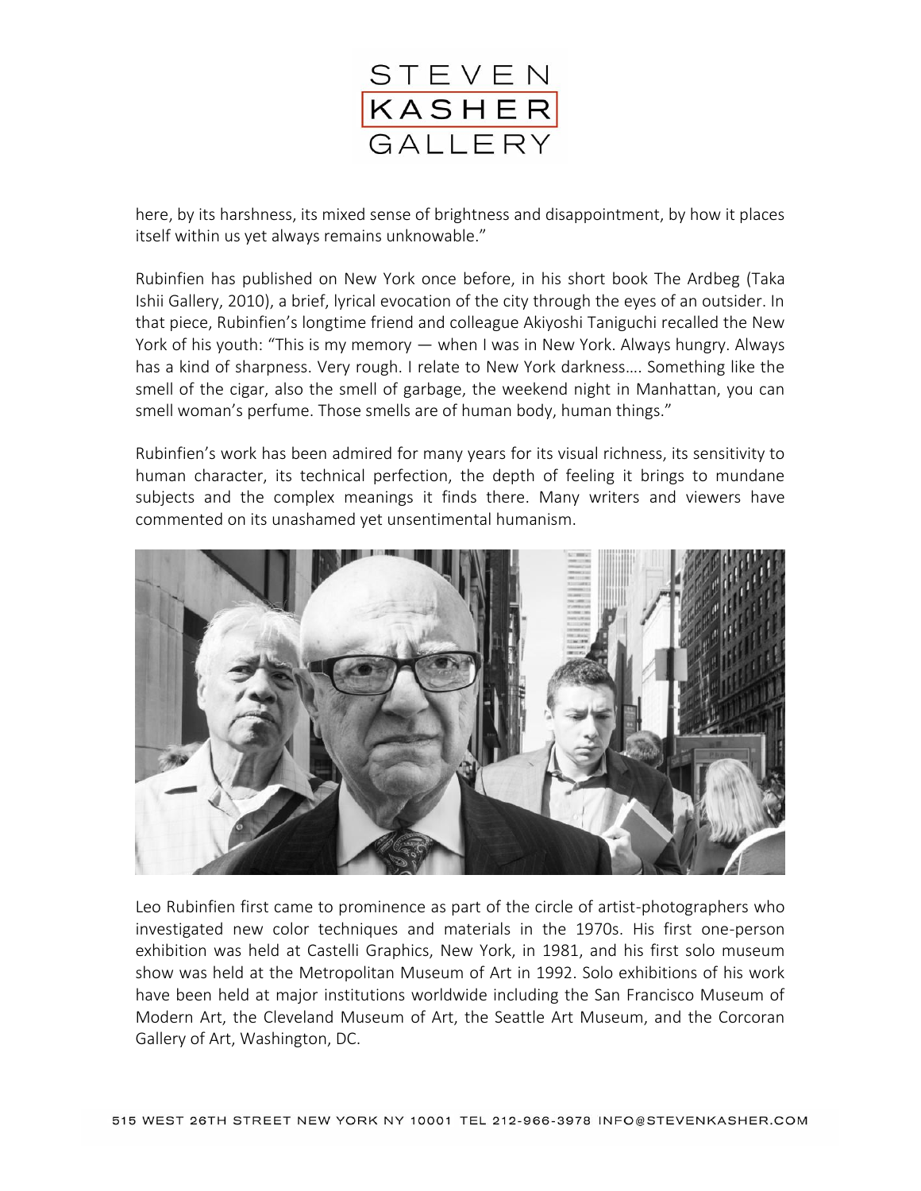here, by its harshness, its mixed sense of brightness and disappointment, by how it places itself within us yet always remains unknowable."

Rubinfien has published on New York once before, in his short book The Ardbeg (Taka Ishii Gallery, 2010), a brief, lyrical evocation of the city through the eyes of an outsider. In that piece, Rubinfien's longtime friend and colleague Akiyoshi Taniguchi recalled the New York of his youth: "This is my memory — when I was in New York. Always hungry. Always has a kind of sharpness. Very rough. I relate to New York darkness…. Something like the smell of the cigar, also the smell of garbage, the weekend night in Manhattan, you can smell woman's perfume. Those smells are of human body, human things."

Rubinfien's work has been admired for many years for its visual richness, its sensitivity to human character, its technical perfection, the depth of feeling it brings to mundane subjects and the complex meanings it finds there. Many writers and viewers have commented on its unashamed yet unsentimental humanism.

Leo Rubinfien first came to prominence as part of the circle of artist-photographers who investigated new color techniques and materials in the 1970s. His first one-person exhibition was held at Castelli Graphics, New York, in 1981, and his first solo museum show was held at the Metropolitan Museum of Art in 1992. Solo exhibitions of his work have been held at major institutions worldwide including the San Francisco Museum of Modern Art, the Cleveland Museum of Art, the Seattle Art Museum, and the Corcoran Gallery of Art, Washington, DC.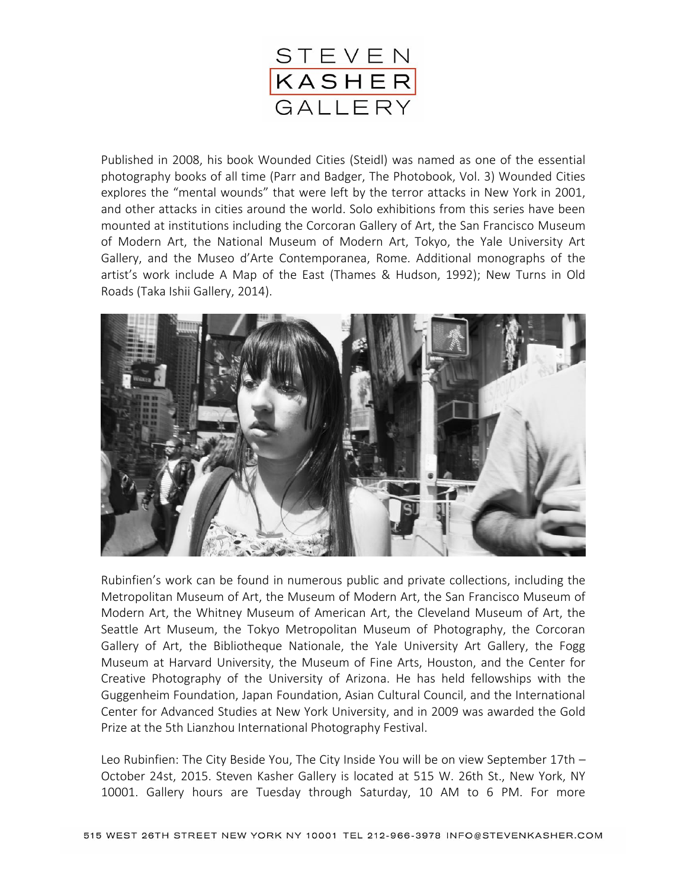Published in 2008, his book Wounded Cities (Steidl) was named as one of the essential photography books of all time (Parr and Badger, The Photobook, Vol. 3) Wounded Cities explores the “mental wounds” that were left by the terror attacks in New York in 2001, and other attacks in cities around the world. Solo exhibitions from this series have been mounted at institutions including the Corcoran Gallery of Art, the San Francisco Museum of Modern Art, the National Museum of Modern Art, Tokyo, the Yale University Art Gallery, and the Museo d’Arte Contemporanea, Rome. Additional monographs of the artist’s work include A Map of the East (Thames & Hudson, 1992); New Turns in Old Roads (Taka Ishii Gallery, 2014).

Rubinfien’s work can be found in numerous public and private collections, including the Metropolitan Museum of Art, the Museum of Modern Art, the San Francisco Museum of Modern Art, the Whitney Museum of American Art, the Cleveland Museum of Art, the Seattle Art Museum, the Tokyo Metropolitan Museum of Photography, the Corcoran Gallery of Art, the Bibliotheque Nationale, the Yale University Art Gallery, the Fogg Museum at Harvard University, the Museum of Fine Arts, Houston, and the Center for Creative Photography of the University of Arizona. He has held fellowships with the Guggenheim Foundation, Japan Foundation, Asian Cultural Council, and the International Center for Advanced Studies at New York University, and in 2009 was awarded the Gold Prize at the 5th Lianzhou International Photography Festival.

Leo Rubinfien: The City Beside You, The City Inside You will be on view September 17th – October 24st, 2015. Steven Kasher Gallery is located at 515 W. 26th St., New York, NY 10001. Gallery hours are Tuesday through Saturday, 10 AM to 6 PM. For more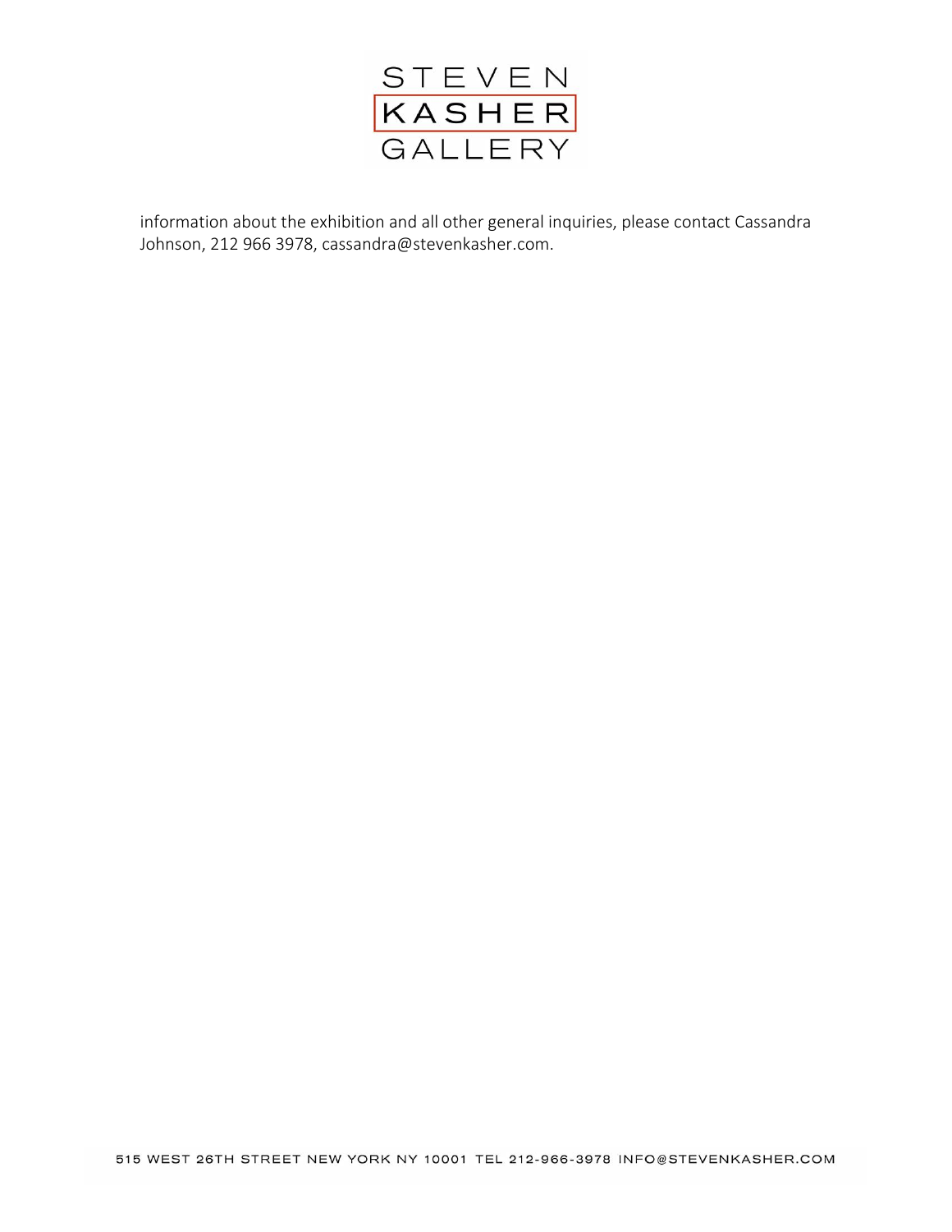information about the exhibition and all other general inquiries, please contact Cassandra Johnson, 212 966 3978, cassandra@stevenkasher.com.